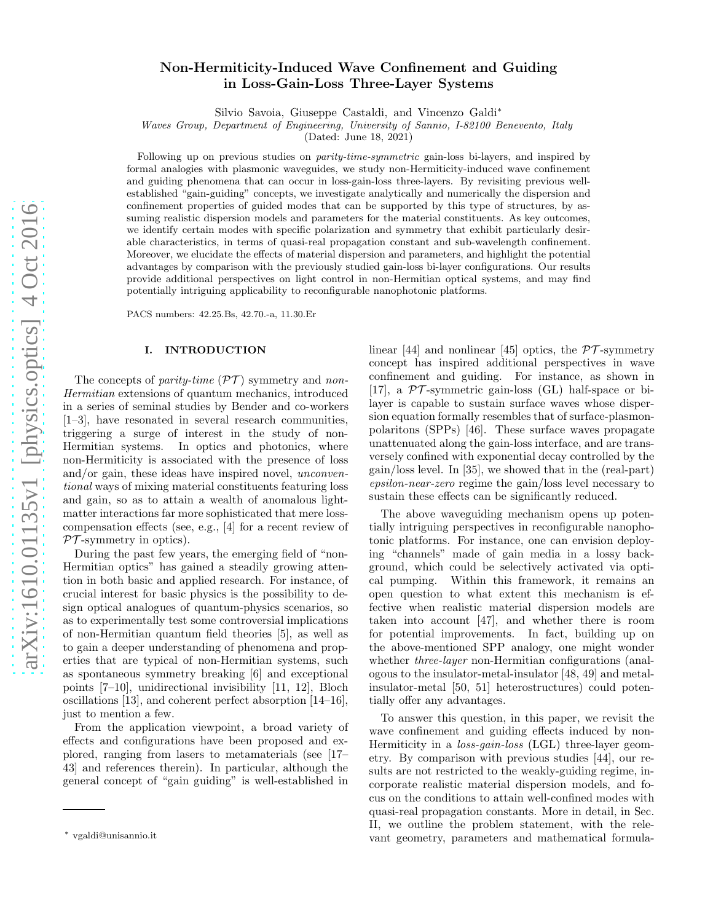# Non-Hermiticity-Induced Wave Confinement and Guiding in Loss-Gain-Loss Three-Layer Systems

Silvio Savoia, Giuseppe Castaldi, and Vincenzo Galdi*

*Waves Group, Department of Engineering, University of Sannio, I-82100 Benevento, Italy*

(Dated: June 18, 2021)

Following up on previous studies on *parity-time-symmetric* gain-loss bi-layers, and inspired by formal analogies with plasmonic waveguides, we study non-Hermiticity-induced wave confinement and guiding phenomena that can occur in loss-gain-loss three-layers. By revisiting previous well-established "gain-guiding" concepts, we investigate analytically and numerically the dispersion and confinement properties of guided modes that can be supported by this type of structures, by assuming realistic dispersion models and parameters for the material constituents. As key outcomes, we identify certain modes with specific polarization and symmetry that exhibit particularly desirable characteristics, in terms of quasi-real propagation constant and sub-wavelength confinement. Moreover, we elucidate the effects of material dispersion and parameters, and highlight the potential advantages by comparison with the previously studied gain-loss bi-layer configurations. Our results provide additional perspectives on light control in non-Hermitian optical systems, and may find potentially intriguing applicability to reconfigurable nanophotonic platforms.

PACS numbers: 42.25.Bs, 42.70.-a, 11.30.Er

## I. INTRODUCTION

The concepts of *parity-time* ($\mathcal{PT}$) symmetry and *non-Hermitian* extensions of quantum mechanics, introduced in a series of seminal studies by Bender and co-workers [1–3], have resonated in several research communities, triggering a surge of interest in the study of non-Hermitian systems. In optics and photonics, where non-Hermiticity is associated with the presence of loss and/or gain, these ideas have inspired novel, *unconventional* ways of mixing material constituents featuring loss and gain, so as to attain a wealth of anomalous light-matter interactions far more sophisticated that mere loss-compensation effects (see, e.g., [4] for a recent review of $\mathcal{PT}$-symmetry in optics).

During the past few years, the emerging field of "non-Hermitian optics" has gained a steadily growing attention in both basic and applied research. For instance, of crucial interest for basic physics is the possibility to design optical analogues of quantum-physics scenarios, so as to experimentally test some controversial implications of non-Hermitian quantum field theories [5], as well as to gain a deeper understanding of phenomena and properties that are typical of non-Hermitian systems, such as spontaneous symmetry breaking [6] and exceptional points [7–10], unidirectional invisibility [11, 12], Bloch oscillations [13], and coherent perfect absorption [14–16], just to mention a few.

From the application viewpoint, a broad variety of effects and configurations have been proposed and explored, ranging from lasers to metamaterials (see [17–43] and references therein). In particular, although the general concept of "gain guiding" is well-established in linear [44] and nonlinear [45] optics, the $\mathcal{PT}$-symmetry concept has inspired additional perspectives in wave confinement and guiding. For instance, as shown in [17], a $\mathcal{PT}$-symmetric gain-loss (GL) half-space or bi-layer is capable to sustain surface waves whose dispersion equation formally resembles that of surface-plasmon-polaritons (SPPs) [46]. These surface waves propagate unattenuated along the gain-loss interface, and are transversely confined with exponential decay controlled by the gain/loss level. In [35], we showed that in the (real-part) *epsilon-near-zero* regime the gain/loss level necessary to sustain these effects can be significantly reduced.

The above waveguiding mechanism opens up potentially intriguing perspectives in reconfigurable nanophotonic platforms. For instance, one can envision deploying "channels" made of gain media in a lossy background, which could be selectively activated via optical pumping. Within this framework, it remains an open question to what extent this mechanism is effective when realistic material dispersion models are taken into account [47], and whether there is room for potential improvements. In fact, building up on the above-mentioned SPP analogy, one might wonder whether *three-layer* non-Hermitian configurations (analogous to the insulator-metal-insulator [48, 49] and metal-insulator-metal [50, 51] heterostructures) could potentially offer any advantages.

To answer this question, in this paper, we revisit the wave confinement and guiding effects induced by non-Hermiticity in a *loss-gain-loss* (LGL) three-layer geometry. By comparison with previous studies [44], our results are not restricted to the weakly-guiding regime, incorporate realistic material dispersion models, and focus on the conditions to attain well-confined modes with quasi-real propagation constants. More in detail, in Sec. II, we outline the problem statement, with the relevant geometry, parameters and mathematical formula-

* vgaldi@unisannio.it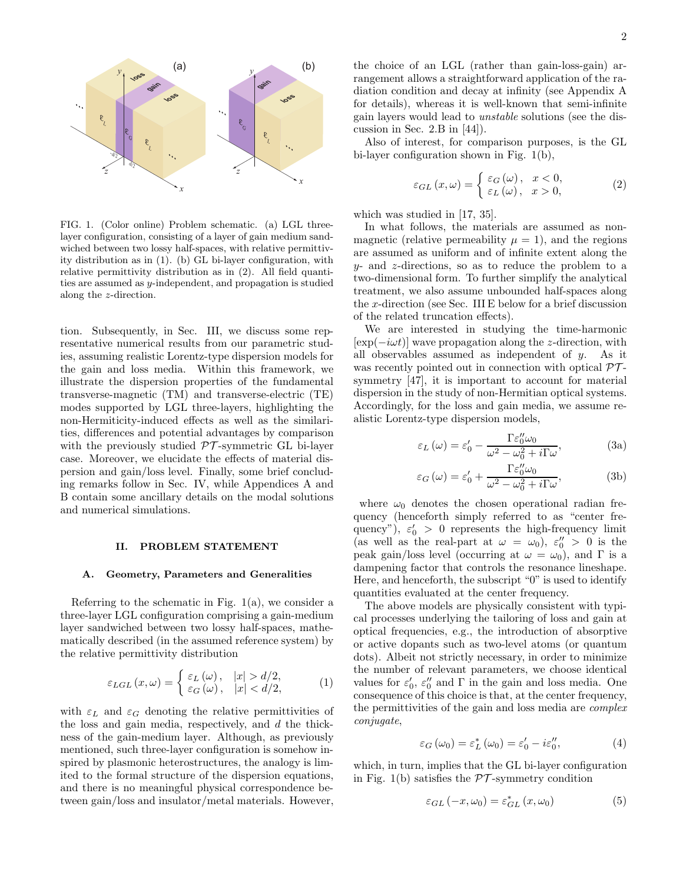FIG. 1. (Color online) Problem schematic. (a) LGL three-layer configuration, consisting of a layer of gain medium sandwiched between two lossy half-spaces, with relative permittivity distribution as in (1). (b) GL bi-layer configuration, with relative permittivity distribution as in (2). All field quantities are assumed as $y$-independent, and propagation is studied along the $z$-direction.

tion. Subsequently, in Sec. III, we discuss some representative numerical results from our parametric studies, assuming realistic Lorentz-type dispersion models for the gain and loss media. Within this framework, we illustrate the dispersion properties of the fundamental transverse-magnetic (TM) and transverse-electric (TE) modes supported by LGL three-layers, highlighting the non-Hermiticity-induced effects as well as the similarities, differences and potential advantages by comparison with the previously studied $\mathcal{PT}$-symmetric GL bi-layer case. Moreover, we elucidate the effects of material dispersion and gain/loss level. Finally, some brief concluding remarks follow in Sec. IV, while Appendices A and B contain some ancillary details on the modal solutions and numerical simulations.

## II. PROBLEM STATEMENT

### A. Geometry, Parameters and Generalities

Referring to the schematic in Fig. 1(a), we consider a three-layer LGL configuration comprising a gain-medium layer sandwiched between two lossy half-spaces, mathematically described (in the assumed reference system) by the relative permittivity distribution

$$\varepsilon_{LGL}(x,\omega) = \begin{cases} \varepsilon_L(\omega), & |x| > d/2, \\ \varepsilon_G(\omega), & |x| < d/2, \end{cases} \tag{1}$$

with $\varepsilon_L$ and $\varepsilon_G$ denoting the relative permittivities of the loss and gain media, respectively, and $d$ the thickness of the gain-medium layer. Although, as previously mentioned, such three-layer configuration is somehow inspired by plasmonic heterostructures, the analogy is limited to the formal structure of the dispersion equations, and there is no meaningful physical correspondence between gain/loss and insulator/metal materials. However, the choice of an LGL (rather than gain-loss-gain) arrangement allows a straightforward application of the radiation condition and decay at infinity (see Appendix A for details), whereas it is well-known that semi-infinite gain layers would lead to *unstable* solutions (see the discussion in Sec. 2.B in [44]).

Also of interest, for comparison purposes, is the GL bi-layer configuration shown in Fig. 1(b),

$$\varepsilon_{GL}(x,\omega) = \begin{cases} \varepsilon_G(\omega), & x < 0, \\ \varepsilon_L(\omega), & x > 0, \end{cases} \tag{2}$$

which was studied in [17, 35].

In what follows, the materials are assumed as non-magnetic (relative permeability $\mu = 1$), and the regions are assumed as uniform and of infinite extent along the $y$- and $z$-directions, so as to reduce the problem to a two-dimensional form. To further simplify the analytical treatment, we also assume unbounded half-spaces along the $x$-direction (see Sec. III E below for a brief discussion of the related truncation effects).

We are interested in studying the time-harmonic $[\exp(-i\omega t)]$ wave propagation along the $z$-direction, with all observables assumed as independent of $y$. As it was recently pointed out in connection with optical $\mathcal{PT}$-symmetry [47], it is important to account for material dispersion in the study of non-Hermitian optical systems. Accordingly, for the loss and gain media, we assume realistic Lorentz-type dispersion models,

$$\varepsilon_L(\omega) = \varepsilon_0' - \frac{\Gamma\varepsilon_0''\omega_0}{\omega^2 - \omega_0^2 + i\Gamma\omega}, \tag{3a}$$

$$\varepsilon_G(\omega) = \varepsilon_0' + \frac{\Gamma\varepsilon_0''\omega_0}{\omega^2 - \omega_0^2 + i\Gamma\omega}, \tag{3b}$$

where $\omega_0$ denotes the chosen operational radian frequency (henceforth simply referred to as "center frequency"), $\varepsilon_0' > 0$ represents the high-frequency limit (as well as the real-part at $\omega = \omega_0$), $\varepsilon_0'' > 0$ is the peak gain/loss level (occurring at $\omega = \omega_0$), and $\Gamma$ is a dampening factor that controls the resonance lineshape. Here, and henceforth, the subscript "0" is used to identify quantities evaluated at the center frequency.

The above models are physically consistent with typical processes underlying the tailoring of loss and gain at optical frequencies, e.g., the introduction of absorptive or active dopants such as two-level atoms (or quantum dots). Albeit not strictly necessary, in order to minimize the number of relevant parameters, we choose identical values for $\varepsilon_0'$, $\varepsilon_0''$ and $\Gamma$ in the gain and loss media. One consequence of this choice is that, at the center frequency, the permittivities of the gain and loss media are *complex conjugate*,

$$\varepsilon_G(\omega_0) = \varepsilon_L^*(\omega_0) = \varepsilon_0' - i\varepsilon_0'', \tag{4}$$

which, in turn, implies that the GL bi-layer configuration in Fig. 1(b) satisfies the $\mathcal{PT}$-symmetry condition

$$\varepsilon_{GL}(-x,\omega_0) = \varepsilon_{GL}^*(x,\omega_0) \tag{5}$$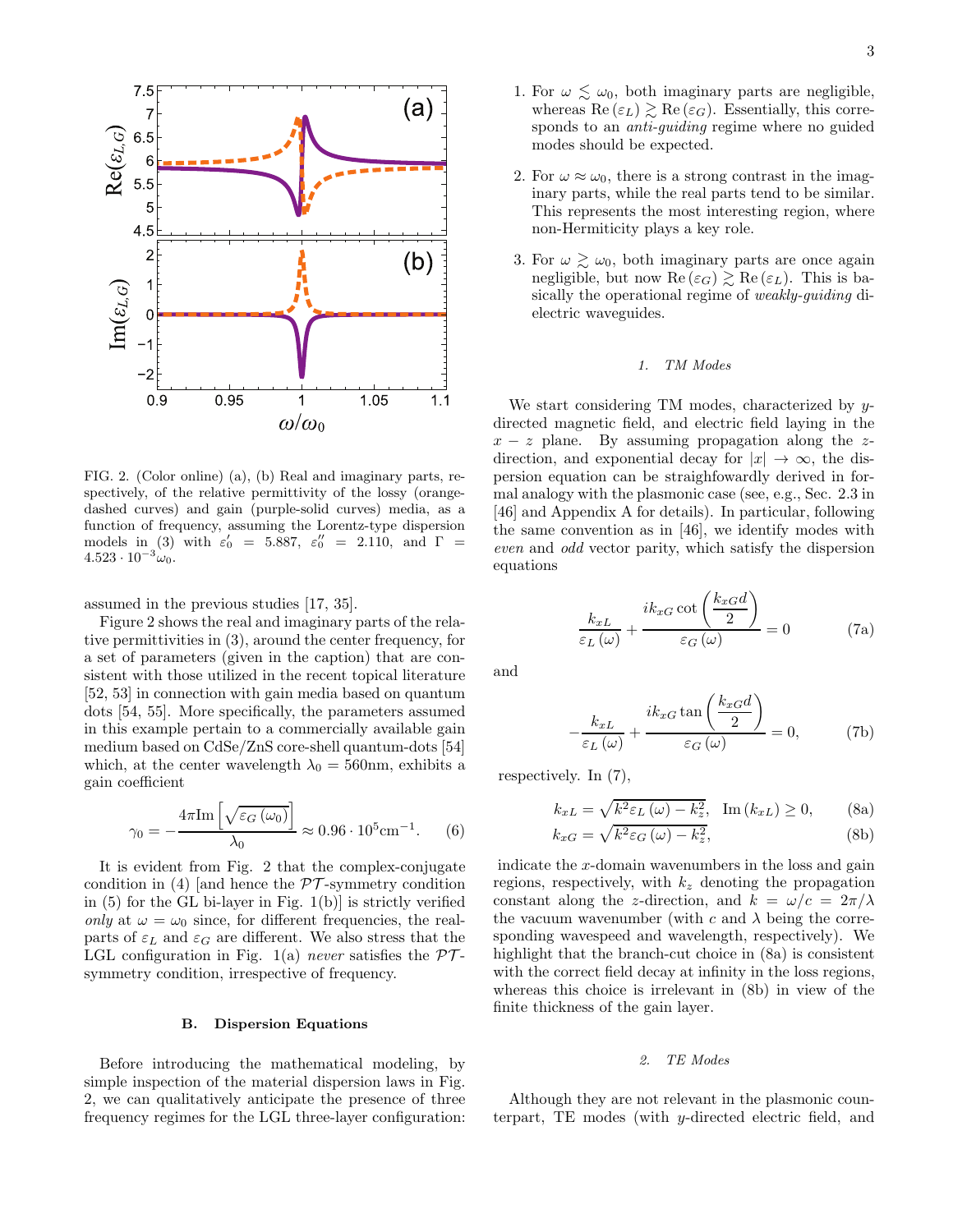FIG. 2. (Color online) (a), (b) Real and imaginary parts, respectively, of the relative permittivity of the lossy (orange-dashed curves) and gain (purple-solid curves) media, as a function of frequency, assuming the Lorentz-type dispersion models in (3) with $\varepsilon_0' = 5.887$, $\varepsilon_0'' = 2.110$, and $\Gamma = 4.523 \cdot 10^{-3}\omega_0$.

assumed in the previous studies [17, 35].

Figure 2 shows the real and imaginary parts of the relative permittivities in (3), around the center frequency, for a set of parameters (given in the caption) that are consistent with those utilized in the recent topical literature [52, 53] in connection with gain media based on quantum dots [54, 55]. More specifically, the parameters assumed in this example pertain to a commercially available gain medium based on CdSe/ZnS core-shell quantum-dots [54] which, at the center wavelength $\lambda_0 = 560$nm, exhibits a gain coefficient

$$\gamma_0 = -\frac{4\pi \mathrm{Im}\left[\sqrt{\varepsilon_G(\omega_0)}\right]}{\lambda_0} \approx 0.96 \cdot 10^5 \mathrm{cm}^{-1}. \qquad (6)$$

It is evident from Fig. 2 that the complex-conjugate condition in (4) [and hence the $\mathcal{PT}$-symmetry condition in (5) for the GL bi-layer in Fig. 1(b)] is strictly verified *only* at $\omega = \omega_0$ since, for different frequencies, the real-parts of $\varepsilon_L$ and $\varepsilon_G$ are different. We also stress that the LGL configuration in Fig. 1(a) *never* satisfies the $\mathcal{PT}$-symmetry condition, irrespective of frequency.

## B. Dispersion Equations

Before introducing the mathematical modeling, by simple inspection of the material dispersion laws in Fig. 2, we can qualitatively anticipate the presence of three frequency regimes for the LGL three-layer configuration:

1. For $\omega \lesssim \omega_0$, both imaginary parts are negligible, whereas $\mathrm{Re}(\varepsilon_L) \gtrsim \mathrm{Re}(\varepsilon_G)$. Essentially, this corresponds to an *anti-guiding* regime where no guided modes should be expected.

2. For $\omega \approx \omega_0$, there is a strong contrast in the imaginary parts, while the real parts tend to be similar. This represents the most interesting region, where non-Hermiticity plays a key role.

3. For $\omega \gtrsim \omega_0$, both imaginary parts are once again negligible, but now $\mathrm{Re}(\varepsilon_G) \gtrsim \mathrm{Re}(\varepsilon_L)$. This is basically the operational regime of *weakly-guiding* dielectric waveguides.

### 1. TM Modes

We start considering TM modes, characterized by $y$-directed magnetic field, and electric field laying in the $x-z$ plane. By assuming propagation along the $z$-direction, and exponential decay for $|x| \to \infty$, the dispersion equation can be straighfowardly derived in formal analogy with the plasmonic case (see, e.g., Sec. 2.3 in [46] and Appendix A for details). In particular, following the same convention as in [46], we identify modes with *even* and *odd* vector parity, which satisfy the dispersion equations

$$\frac{k_{xL}}{\varepsilon_L(\omega)} + \frac{ik_{xG}\cot\left(\frac{k_{xG}d}{2}\right)}{\varepsilon_G(\omega)} = 0 \qquad (7a)$$

and

$$-\frac{k_{xL}}{\varepsilon_L(\omega)} + \frac{ik_{xG}\tan\left(\frac{k_{xG}d}{2}\right)}{\varepsilon_G(\omega)} = 0, \qquad (7b)$$

respectively. In (7),

$$k_{xL} = \sqrt{k^2\varepsilon_L(\omega) - k_z^2}, \quad \mathrm{Im}(k_{xL}) \geq 0, \qquad (8a)$$
$$k_{xG} = \sqrt{k^2\varepsilon_G(\omega) - k_z^2}, \qquad (8b)$$

indicate the $x$-domain wavenumbers in the loss and gain regions, respectively, with $k_z$ denoting the propagation constant along the $z$-direction, and $k = \omega/c = 2\pi/\lambda$ the vacuum wavenumber (with $c$ and $\lambda$ being the corresponding wavespeed and wavelength, respectively). We highlight that the branch-cut choice in (8a) is consistent with the correct field decay at infinity in the loss regions, whereas this choice is irrelevant in (8b) in view of the finite thickness of the gain layer.

### 2. TE Modes

Although they are not relevant in the plasmonic counterpart, TE modes (with $y$-directed electric field, and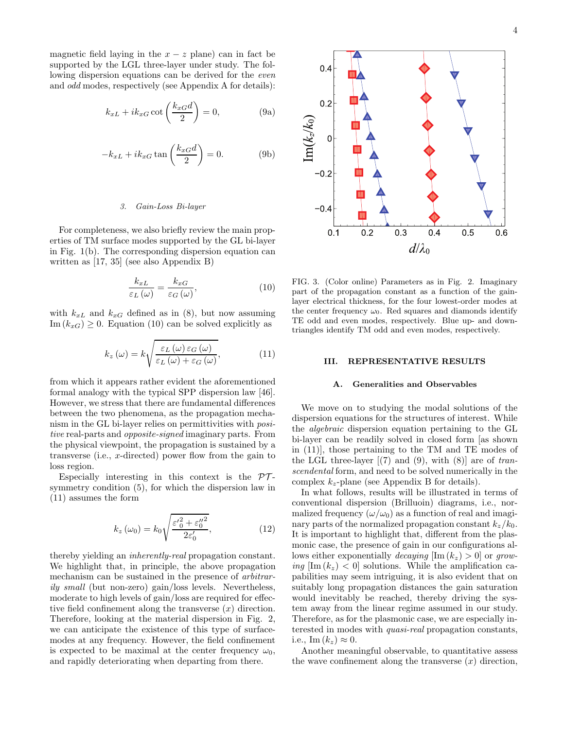magnetic field laying in the $x-z$ plane) can in fact be supported by the LGL three-layer under study. The following dispersion equations can be derived for the *even* and *odd* modes, respectively (see Appendix A for details):

$$k_{xL} + i k_{xG} \cot\left(\frac{k_{xG} d}{2}\right) = 0, \tag{9a}$$

$$-k_{xL} + i k_{xG} \tan\left(\frac{k_{xG} d}{2}\right) = 0. \tag{9b}$$

### 3. Gain-Loss Bi-layer

For completeness, we also briefly review the main properties of TM surface modes supported by the GL bi-layer in Fig. 1(b). The corresponding dispersion equation can written as [17, 35] (see also Appendix B)

$$\frac{k_{xL}}{\varepsilon_L(\omega)} = \frac{k_{xG}}{\varepsilon_G(\omega)}, \tag{10}$$

with $k_{xL}$ and $k_{xG}$ defined as in (8), but now assuming $\mathrm{Im}(k_{xG}) \geq 0$. Equation (10) can be solved explicitly as

$$k_z(\omega) = k\sqrt{\frac{\varepsilon_L(\omega)\,\varepsilon_G(\omega)}{\varepsilon_L(\omega) + \varepsilon_G(\omega)}}, \tag{11}$$

from which it appears rather evident the aforementioned formal analogy with the typical SPP dispersion law [46]. However, we stress that there are fundamental differences between the two phenomena, as the propagation mechanism in the GL bi-layer relies on permittivities with *positive* real-parts and *opposite-signed* imaginary parts. From the physical viewpoint, the propagation is sustained by a transverse (i.e., $x$-directed) power flow from the gain to loss region.

Especially interesting in this context is the $\mathcal{PT}$-symmetry condition (5), for which the dispersion law in (11) assumes the form

$$k_z(\omega_0) = k_0\sqrt{\frac{\varepsilon_0'^2 + \varepsilon_0''^2}{2\varepsilon_0'}}, \tag{12}$$

thereby yielding an *inherently-real* propagation constant. We highlight that, in principle, the above propagation mechanism can be sustained in the presence of *arbitrarily small* (but non-zero) gain/loss levels. Nevertheless, moderate to high levels of gain/loss are required for effective field confinement along the transverse ($x$) direction. Therefore, looking at the material dispersion in Fig. 2, we can anticipate the existence of this type of surface-modes at any frequency. However, the field confinement is expected to be maximal at the center frequency $\omega_0$, and rapidly deteriorating when departing from there.

FIG. 3. (Color online) Parameters as in Fig. 2. Imaginary part of the propagation constant as a function of the gain-layer electrical thickness, for the four lowest-order modes at the center frequency $\omega_0$. Red squares and diamonds identify TE odd and even modes, respectively. Blue up- and down-triangles identify TM odd and even modes, respectively.

## III. REPRESENTATIVE RESULTS

### A. Generalities and Observables

We move on to studying the modal solutions of the dispersion equations for the structures of interest. While the *algebraic* dispersion equation pertaining to the GL bi-layer can be readily solved in closed form [as shown in (11)], those pertaining to the TM and TE modes of the LGL three-layer [(7) and (9), with (8)] are of *transcendental* form, and need to be solved numerically in the complex $k_z$-plane (see Appendix B for details).

In what follows, results will be illustrated in terms of conventional dispersion (Brillouin) diagrams, i.e., normalized frequency $(\omega/\omega_0)$ as a function of real and imaginary parts of the normalized propagation constant $k_z/k_0$. It is important to highlight that, different from the plasmonic case, the presence of gain in our configurations allows either exponentially *decaying* $[\mathrm{Im}(k_z) > 0]$ or *growing* $[\mathrm{Im}(k_z) < 0]$ solutions. While the amplification capabilities may seem intriguing, it is also evident that on suitably long propagation distances the gain saturation would inevitably be reached, thereby driving the system away from the linear regime assumed in our study. Therefore, as for the plasmonic case, we are especially interested in modes with *quasi-real* propagation constants, i.e., $\mathrm{Im}(k_z) \approx 0$.

Another meaningful observable, to quantitative assess the wave confinement along the transverse ($x$) direction,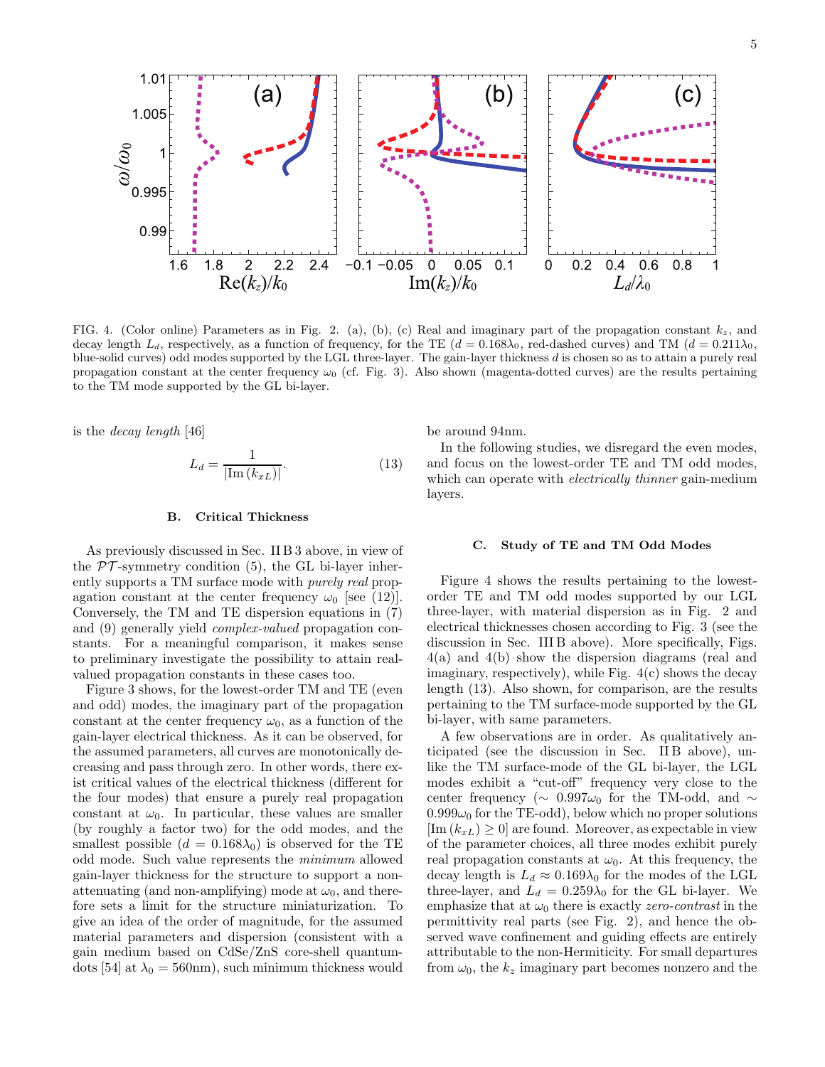FIG. 4. (Color online) Parameters as in Fig. 2. (a), (b), (c) Real and imaginary part of the propagation constant $k_z$, and decay length $L_d$, respectively, as a function of frequency, for the TE ($d = 0.168\lambda_0$, red-dashed curves) and TM ($d = 0.211\lambda_0$, blue-solid curves) odd modes supported by the LGL three-layer. The gain-layer thickness $d$ is chosen so as to attain a purely real propagation constant at the center frequency $\omega_0$ (cf. Fig. 3). Also shown (magenta-dotted curves) are the results pertaining to the TM mode supported by the GL bi-layer.

is the *decay length* [46]

$$L_d = \frac{1}{|\mathrm{Im}\,(k_{xL})|}. \tag{13}$$

### B. Critical Thickness

As previously discussed in Sec. II B 3 above, in view of the $\mathcal{PT}$-symmetry condition (5), the GL bi-layer inherently supports a TM surface mode with *purely real* propagation constant at the center frequency $\omega_0$ [see (12)]. Conversely, the TM and TE dispersion equations in (7) and (9) generally yield *complex-valued* propagation constants. For a meaningful comparison, it makes sense to preliminary investigate the possibility to attain real-valued propagation constants in these cases too.

Figure 3 shows, for the lowest-order TM and TE (even and odd) modes, the imaginary part of the propagation constant at the center frequency $\omega_0$, as a function of the gain-layer electrical thickness. As it can be observed, for the assumed parameters, all curves are monotonically decreasing and pass through zero. In other words, there exist critical values of the electrical thickness (different for the four modes) that ensure a purely real propagation constant at $\omega_0$. In particular, these values are smaller (by roughly a factor two) for the odd modes, and the smallest possible ($d = 0.168\lambda_0$) is observed for the TE odd mode. Such value represents the *minimum* allowed gain-layer thickness for the structure to support a non-attenuating (and non-amplifying) mode at $\omega_0$, and therefore sets a limit for the structure miniaturization. To give an idea of the order of magnitude, for the assumed material parameters and dispersion (consistent with a gain medium based on CdSe/ZnS core-shell quantum-dots [54] at $\lambda_0 = 560$nm), such minimum thickness would be around 94nm.

In the following studies, we disregard the even modes, and focus on the lowest-order TE and TM odd modes, which can operate with *electrically thinner* gain-medium layers.

### C. Study of TE and TM Odd Modes

Figure 4 shows the results pertaining to the lowest-order TE and TM odd modes supported by our LGL three-layer, with material dispersion as in Fig. 2 and electrical thicknesses chosen according to Fig. 3 (see the discussion in Sec. III B above). More specifically, Figs. 4(a) and 4(b) show the dispersion diagrams (real and imaginary, respectively), while Fig. 4(c) shows the decay length (13). Also shown, for comparison, are the results pertaining to the TM surface-mode supported by the GL bi-layer, with same parameters.

A few observations are in order. As qualitatively anticipated (see the discussion in Sec. II B above), unlike the TM surface-mode of the GL bi-layer, the LGL modes exhibit a "cut-off" frequency very close to the center frequency ($\sim 0.997\omega_0$ for the TM-odd, and $\sim 0.999\omega_0$ for the TE-odd), below which no proper solutions [$\mathrm{Im}\,(k_{xL}) \geq 0$] are found. Moreover, as expectable in view of the parameter choices, all three modes exhibit purely real propagation constants at $\omega_0$. At this frequency, the decay length is $L_d \approx 0.169\lambda_0$ for the modes of the LGL three-layer, and $L_d = 0.259\lambda_0$ for the GL bi-layer. We emphasize that at $\omega_0$ there is exactly *zero-contrast* in the permittivity real parts (see Fig. 2), and hence the observed wave confinement and guiding effects are entirely attributable to the non-Hermiticity. For small departures from $\omega_0$, the $k_z$ imaginary part becomes nonzero and the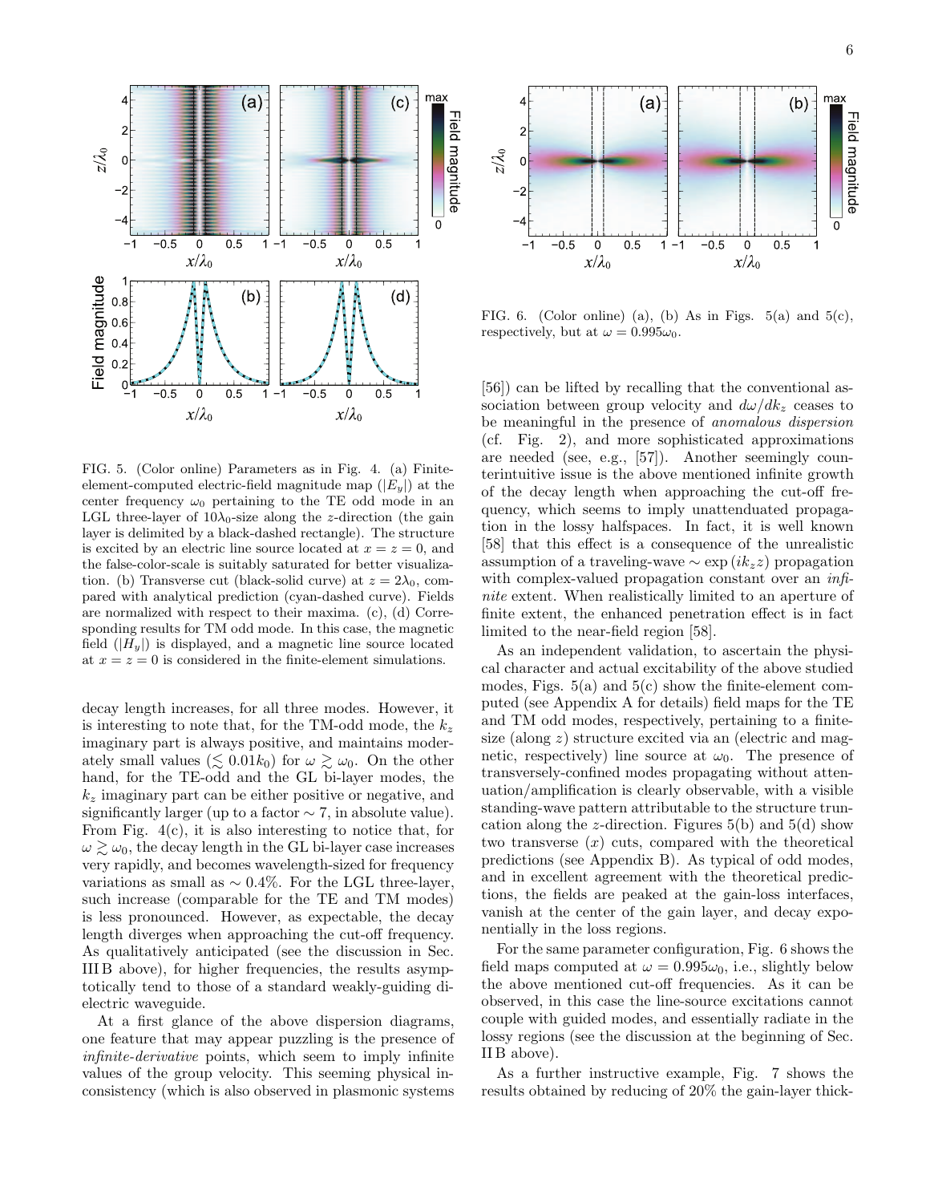FIG. 5. (Color online) Parameters as in Fig. 4. (a) Finite-element-computed electric-field magnitude map ($|E_y|$) at the center frequency $\omega_0$ pertaining to the TE odd mode in an LGL three-layer of $10\lambda_0$-size along the $z$-direction (the gain layer is delimited by a black-dashed rectangle). The structure is excited by an electric line source located at $x = z = 0$, and the false-color-scale is suitably saturated for better visualization. (b) Transverse cut (black-solid curve) at $z = 2\lambda_0$, compared with analytical prediction (cyan-dashed curve). Fields are normalized with respect to their maxima. (c), (d) Corresponding results for TM odd mode. In this case, the magnetic field ($|H_y|$) is displayed, and a magnetic line source located at $x = z = 0$ is considered in the finite-element simulations.

FIG. 6. (Color online) (a), (b) As in Figs. 5(a) and 5(c), respectively, but at $\omega = 0.995\omega_0$.

decay length increases, for all three modes. However, it is interesting to note that, for the TM-odd mode, the $k_z$ imaginary part is always positive, and maintains moderately small values ($\lesssim 0.01k_0$) for $\omega \gtrsim \omega_0$. On the other hand, for the TE-odd and the GL bi-layer modes, the $k_z$ imaginary part can be either positive or negative, and significantly larger (up to a factor $\sim 7$, in absolute value). From Fig. 4(c), it is also interesting to notice that, for $\omega \gtrsim \omega_0$, the decay length in the GL bi-layer case increases very rapidly, and becomes wavelength-sized for frequency variations as small as $\sim 0.4\%$. For the LGL three-layer, such increase (comparable for the TE and TM modes) is less pronounced. However, as expectable, the decay length diverges when approaching the cut-off frequency. As qualitatively anticipated (see the discussion in Sec. III B above), for higher frequencies, the results asymptotically tend to those of a standard weakly-guiding dielectric waveguide.

At a first glance of the above dispersion diagrams, one feature that may appear puzzling is the presence of *infinite-derivative* points, which seem to imply infinite values of the group velocity. This seeming physical inconsistency (which is also observed in plasmonic systems [56]) can be lifted by recalling that the conventional association between group velocity and $d\omega/dk_z$ ceases to be meaningful in the presence of *anomalous dispersion* (cf. Fig. 2), and more sophisticated approximations are needed (see, e.g., [57]). Another seemingly counterintuitive issue is the above mentioned infinite growth of the decay length when approaching the cut-off frequency, which seems to imply unattenduated propagation in the lossy halfspaces. In fact, it is well known [58] that this effect is a consequence of the unrealistic assumption of a traveling-wave $\sim \exp(ik_z z)$ propagation with complex-valued propagation constant over an *infinite* extent. When realistically limited to an aperture of finite extent, the enhanced penetration effect is in fact limited to the near-field region [58].

As an independent validation, to ascertain the physical character and actual excitability of the above studied modes, Figs. 5(a) and 5(c) show the finite-element computed (see Appendix A for details) field maps for the TE and TM odd modes, respectively, pertaining to a finite-size (along $z$) structure excited via an (electric and magnetic, respectively) line source at $\omega_0$. The presence of transversely-confined modes propagating without attenuation/amplification is clearly observable, with a visible standing-wave pattern attributable to the structure truncation along the $z$-direction. Figures 5(b) and 5(d) show two transverse ($x$) cuts, compared with the theoretical predictions (see Appendix B). As typical of odd modes, and in excellent agreement with the theoretical predictions, the fields are peaked at the gain-loss interfaces, vanish at the center of the gain layer, and decay exponentially in the loss regions.

For the same parameter configuration, Fig. 6 shows the field maps computed at $\omega = 0.995\omega_0$, i.e., slightly below the above mentioned cut-off frequencies. As it can be observed, in this case the line-source excitations cannot couple with guided modes, and essentially radiate in the lossy regions (see the discussion at the beginning of Sec. II B above).

As a further instructive example, Fig. 7 shows the results obtained by reducing of 20% the gain-layer thick-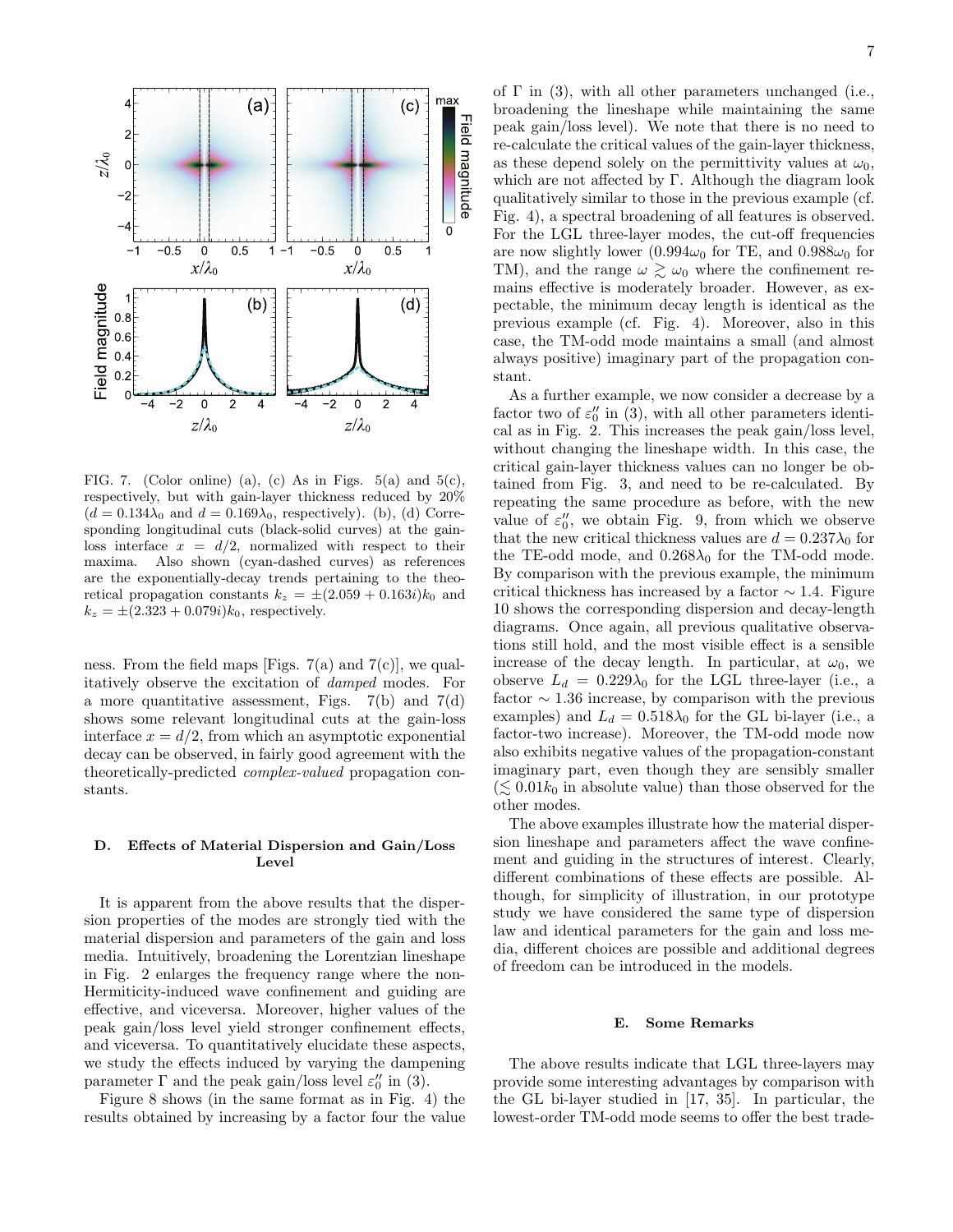FIG. 7. (Color online) (a), (c) As in Figs. 5(a) and 5(c), respectively, but with gain-layer thickness reduced by 20% ($d = 0.134\lambda_0$ and $d = 0.169\lambda_0$, respectively). (b), (d) Corresponding longitudinal cuts (black-solid curves) at the gain-loss interface $x = d/2$, normalized with respect to their maxima. Also shown (cyan-dashed curves) as references are the exponentially-decay trends pertaining to the theoretical propagation constants $k_z = \pm(2.059 + 0.163i)k_0$ and $k_z = \pm(2.323 + 0.079i)k_0$, respectively.

ness. From the field maps [Figs. 7(a) and 7(c)], we qualitatively observe the excitation of *damped* modes. For a more quantitative assessment, Figs. 7(b) and 7(d) shows some relevant longitudinal cuts at the gain-loss interface $x = d/2$, from which an asymptotic exponential decay can be observed, in fairly good agreement with the theoretically-predicted *complex-valued* propagation constants.

### D. Effects of Material Dispersion and Gain/Loss Level

It is apparent from the above results that the dispersion properties of the modes are strongly tied with the material dispersion and parameters of the gain and loss media. Intuitively, broadening the Lorentzian lineshape in Fig. 2 enlarges the frequency range where the non-Hermiticity-induced wave confinement and guiding are effective, and viceversa. Moreover, higher values of the peak gain/loss level yield stronger confinement effects, and viceversa. To quantitatively elucidate these aspects, we study the effects induced by varying the dampening parameter $\Gamma$ and the peak gain/loss level $\varepsilon_0''$ in (3).

Figure 8 shows (in the same format as in Fig. 4) the results obtained by increasing by a factor four the value of $\Gamma$ in (3), with all other parameters unchanged (i.e., broadening the lineshape while maintaining the same peak gain/loss level). We note that there is no need to re-calculate the critical values of the gain-layer thickness, as these depend solely on the permittivity values at $\omega_0$, which are not affected by $\Gamma$. Although the diagram look qualitatively similar to those in the previous example (cf. Fig. 4), a spectral broadening of all features is observed. For the LGL three-layer modes, the cut-off frequencies are now slightly lower ($0.994\omega_0$ for TE, and $0.988\omega_0$ for TM), and the range $\omega \gtrsim \omega_0$ where the confinement remains effective is moderately broader. However, as expectable, the minimum decay length is identical as the previous example (cf. Fig. 4). Moreover, also in this case, the TM-odd mode maintains a small (and almost always positive) imaginary part of the propagation constant.

As a further example, we now consider a decrease by a factor two of $\varepsilon_0''$ in (3), with all other parameters identical as in Fig. 2. This increases the peak gain/loss level, without changing the lineshape width. In this case, the critical gain-layer thickness values can no longer be obtained from Fig. 3, and need to be re-calculated. By repeating the same procedure as before, with the new value of $\varepsilon_0''$, we obtain Fig. 9, from which we observe that the new critical thickness values are $d = 0.237\lambda_0$ for the TE-odd mode, and $0.268\lambda_0$ for the TM-odd mode. By comparison with the previous example, the minimum critical thickness has increased by a factor $\sim 1.4$. Figure 10 shows the corresponding dispersion and decay-length diagrams. Once again, all previous qualitative observations still hold, and the most visible effect is a sensible increase of the decay length. In particular, at $\omega_0$, we observe $L_d = 0.229\lambda_0$ for the LGL three-layer (i.e., a factor $\sim 1.36$ increase, by comparison with the previous examples) and $L_d = 0.518\lambda_0$ for the GL bi-layer (i.e., a factor-two increase). Moreover, the TM-odd mode now also exhibits negative values of the propagation-constant imaginary part, even though they are sensibly smaller ($\lesssim 0.01k_0$ in absolute value) than those observed for the other modes.

The above examples illustrate how the material dispersion lineshape and parameters affect the wave confinement and guiding in the structures of interest. Clearly, different combinations of these effects are possible. Although, for simplicity of illustration, in our prototype study we have considered the same type of dispersion law and identical parameters for the gain and loss media, different choices are possible and additional degrees of freedom can be introduced in the models.

### E. Some Remarks

The above results indicate that LGL three-layers may provide some interesting advantages by comparison with the GL bi-layer studied in [17, 35]. In particular, the lowest-order TM-odd mode seems to offer the best trade-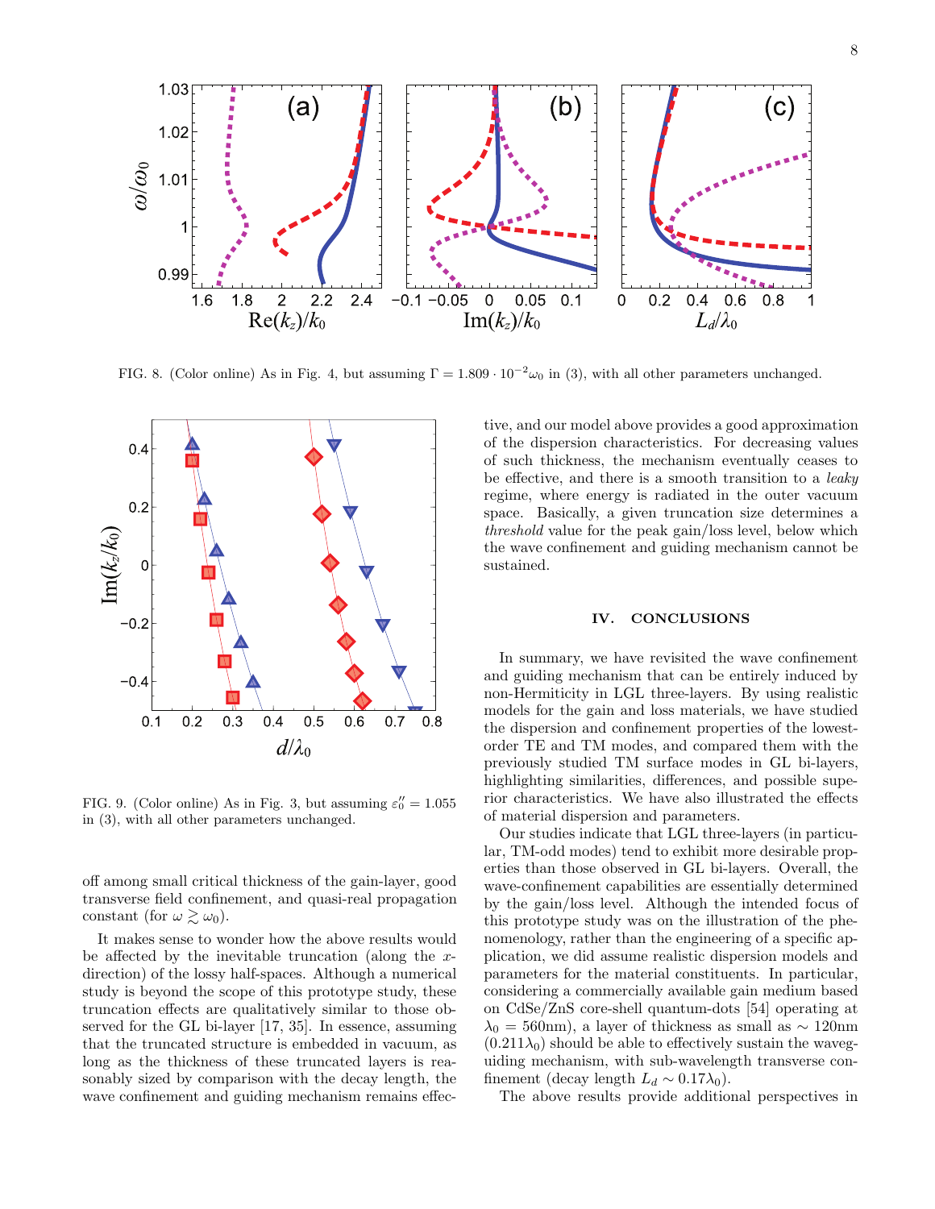FIG. 8. (Color online) As in Fig. 4, but assuming $\Gamma = 1.809 \cdot 10^{-2}\omega_0$ in (3), with all other parameters unchanged.

FIG. 9. (Color online) As in Fig. 3, but assuming $\varepsilon_0'' = 1.055$ in (3), with all other parameters unchanged.

off among small critical thickness of the gain-layer, good transverse field confinement, and quasi-real propagation constant (for $\omega \gtrsim \omega_0$).

It makes sense to wonder how the above results would be affected by the inevitable truncation (along the $x$-direction) of the lossy half-spaces. Although a numerical study is beyond the scope of this prototype study, these truncation effects are qualitatively similar to those observed for the GL bi-layer [17, 35]. In essence, assuming that the truncated structure is embedded in vacuum, as long as the thickness of these truncated layers is reasonably sized by comparison with the decay length, the wave confinement and guiding mechanism remains effective, and our model above provides a good approximation of the dispersion characteristics. For decreasing values of such thickness, the mechanism eventually ceases to be effective, and there is a smooth transition to a *leaky* regime, where energy is radiated in the outer vacuum space. Basically, a given truncation size determines a *threshold* value for the peak gain/loss level, below which the wave confinement and guiding mechanism cannot be sustained.

## IV. CONCLUSIONS

In summary, we have revisited the wave confinement and guiding mechanism that can be entirely induced by non-Hermiticity in LGL three-layers. By using realistic models for the gain and loss materials, we have studied the dispersion and confinement properties of the lowest-order TE and TM modes, and compared them with the previously studied TM surface modes in GL bi-layers, highlighting similarities, differences, and possible superior characteristics. We have also illustrated the effects of material dispersion and parameters.

Our studies indicate that LGL three-layers (in particular, TM-odd modes) tend to exhibit more desirable properties than those observed in GL bi-layers. Overall, the wave-confinement capabilities are essentially determined by the gain/loss level. Although the intended focus of this prototype study was on the illustration of the phenomenology, rather than the engineering of a specific application, we did assume realistic dispersion models and parameters for the material constituents. In particular, considering a commercially available gain medium based on CdSe/ZnS core-shell quantum-dots [54] operating at $\lambda_0 = 560$nm), a layer of thickness as small as $\sim 120$nm ($0.211\lambda_0$) should be able to effectively sustain the waveguiding mechanism, with sub-wavelength transverse confinement (decay length $L_d \sim 0.17\lambda_0$).

The above results provide additional perspectives in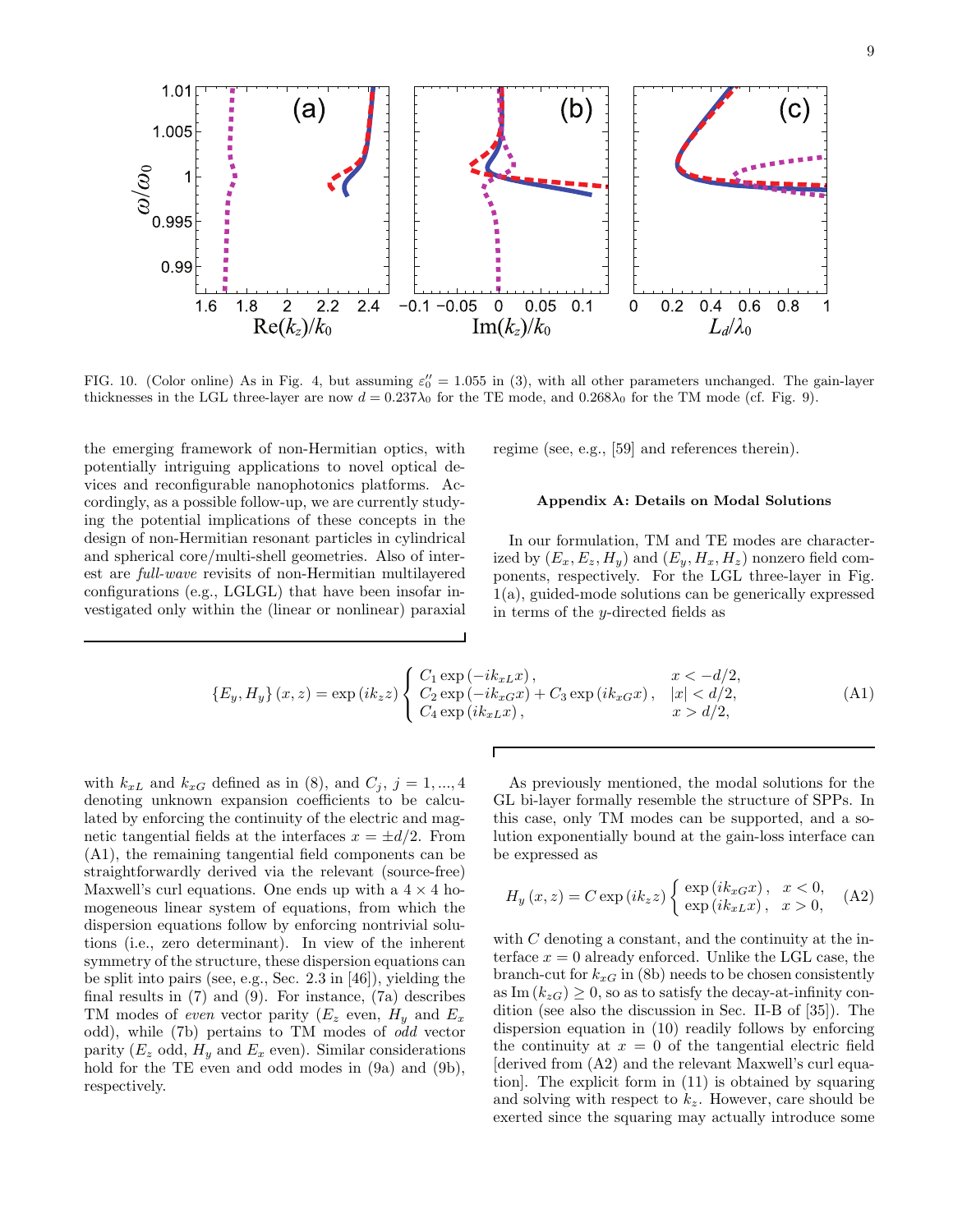FIG. 10. (Color online) As in Fig. 4, but assuming $\varepsilon_0'' = 1.055$ in (3), with all other parameters unchanged. The gain-layer thicknesses in the LGL three-layer are now $d = 0.237\lambda_0$ for the TE mode, and $0.268\lambda_0$ for the TM mode (cf. Fig. 9).

the emerging framework of non-Hermitian optics, with potentially intriguing applications to novel optical devices and reconfigurable nanophotonics platforms. Accordingly, as a possible follow-up, we are currently studying the potential implications of these concepts in the design of non-Hermitian resonant particles in cylindrical and spherical core/multi-shell geometries. Also of interest are *full-wave* revisits of non-Hermitian multilayered configurations (e.g., LGLGL) that have been insofar investigated only within the (linear or nonlinear) paraxial regime (see, e.g., [59] and references therein).

## Appendix A: Details on Modal Solutions

In our formulation, TM and TE modes are characterized by $(E_x, E_z, H_y)$ and $(E_y, H_x, H_z)$ nonzero field components, respectively. For the LGL three-layer in Fig. 1(a), guided-mode solutions can be generically expressed in terms of the $y$-directed fields as

$$\{E_y, H_y\}(x,z) = \exp(ik_z z)\begin{cases} C_1 \exp(-ik_{xL}x), & x < -d/2, \\ C_2 \exp(-ik_{xG}x) + C_3 \exp(ik_{xG}x), & |x| < d/2, \\ C_4 \exp(ik_{xL}x), & x > d/2, \end{cases} \tag{A1}$$

with $k_{xL}$ and $k_{xG}$ defined as in (8), and $C_j$, $j = 1, ..., 4$ denoting unknown expansion coefficients to be calculated by enforcing the continuity of the electric and magnetic tangential fields at the interfaces $x = \pm d/2$. From (A1), the remaining tangential field components can be straightforwardly derived via the relevant (source-free) Maxwell's curl equations. One ends up with a $4 \times 4$ homogeneous linear system of equations, from which the dispersion equations follow by enforcing nontrivial solutions (i.e., zero determinant). In view of the inherent symmetry of the structure, these dispersion equations can be split into pairs (see, e.g., Sec. 2.3 in [46]), yielding the final results in (7) and (9). For instance, (7a) describes TM modes of *even* vector parity ($E_z$ even, $H_y$ and $E_x$ odd), while (7b) pertains to TM modes of *odd* vector parity ($E_z$ odd, $H_y$ and $E_x$ even). Similar considerations hold for the TE even and odd modes in (9a) and (9b), respectively.

As previously mentioned, the modal solutions for the GL bi-layer formally resemble the structure of SPPs. In this case, only TM modes can be supported, and a solution exponentially bound at the gain-loss interface can be expressed as

$$H_y(x,z) = C\exp(ik_z z)\begin{cases} \exp(ik_{xG}x), & x < 0, \\ \exp(ik_{xL}x), & x > 0, \end{cases} \tag{A2}$$

with $C$ denoting a constant, and the continuity at the interface $x = 0$ already enforced. Unlike the LGL case, the branch-cut for $k_{xG}$ in (8b) needs to be chosen consistently as $\mathrm{Im}(k_{zG}) \geq 0$, so as to satisfy the decay-at-infinity condition (see also the discussion in Sec. II-B of [35]). The dispersion equation in (10) readily follows by enforcing the continuity at $x = 0$ of the tangential electric field [derived from (A2) and the relevant Maxwell's curl equation]. The explicit form in (11) is obtained by squaring and solving with respect to $k_z$. However, care should be exerted since the squaring may actually introduce some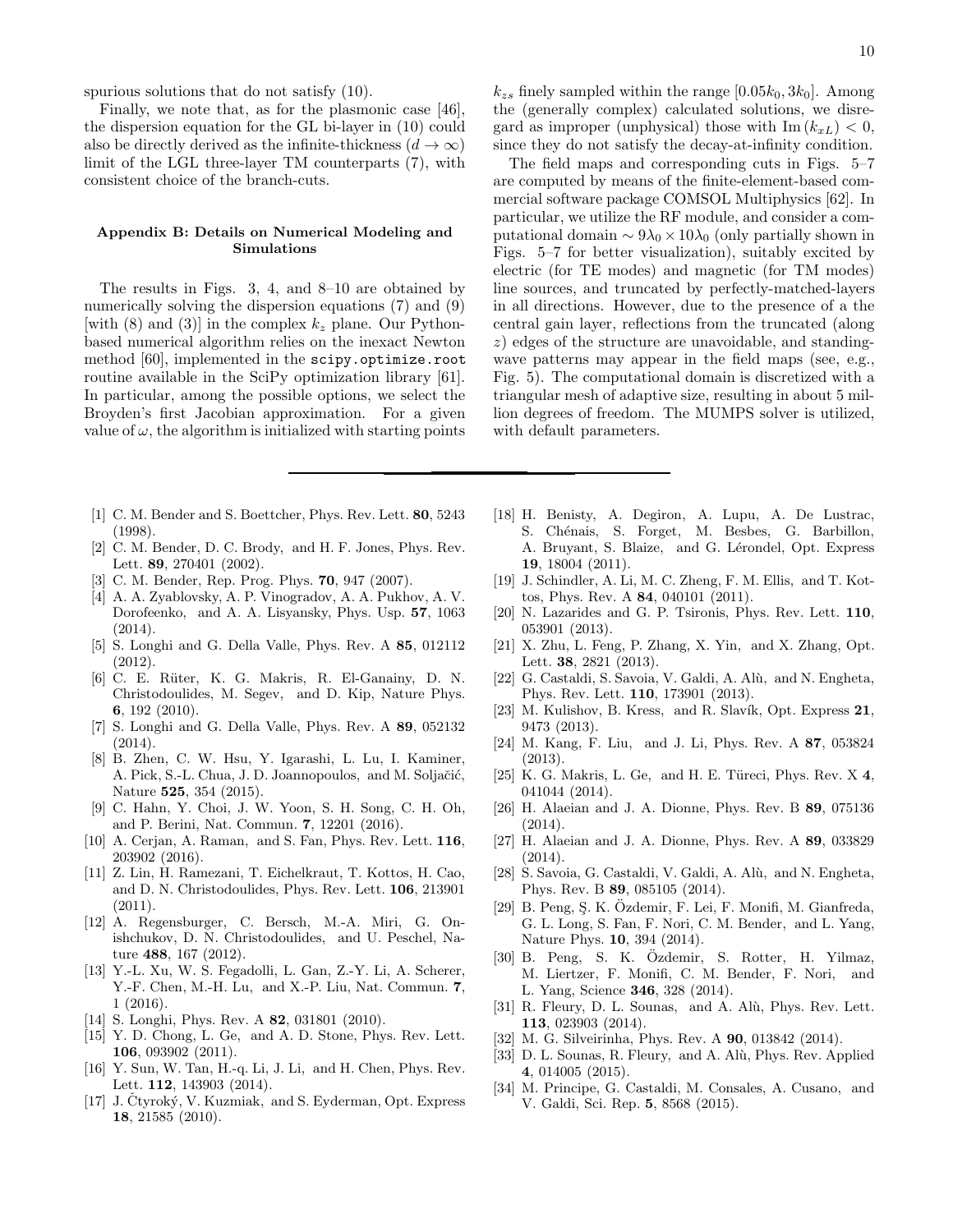spurious solutions that do not satisfy (10).

Finally, we note that, as for the plasmonic case [46], the dispersion equation for the GL bi-layer in (10) could also be directly derived as the infinite-thickness ($d \to \infty$) limit of the LGL three-layer TM counterparts (7), with consistent choice of the branch-cuts.

## Appendix B: Details on Numerical Modeling and Simulations

The results in Figs. 3, 4, and 8–10 are obtained by numerically solving the dispersion equations (7) and (9) [with (8) and (3)] in the complex $k_z$ plane. Our Python-based numerical algorithm relies on the inexact Newton method [60], implemented in the `scipy.optimize.root` routine available in the SciPy optimization library [61]. In particular, among the possible options, we select the Broyden's first Jacobian approximation. For a given value of $\omega$, the algorithm is initialized with starting points $k_{zs}$ finely sampled within the range $[0.05k_0, 3k_0]$. Among the (generally complex) calculated solutions, we disregard as improper (unphysical) those with $\mathrm{Im}\,(k_{xL}) < 0$, since they do not satisfy the decay-at-infinity condition.

The field maps and corresponding cuts in Figs. 5–7 are computed by means of the finite-element-based commercial software package COMSOL Multiphysics [62]. In particular, we utilize the RF module, and consider a computational domain $\sim 9\lambda_0 \times 10\lambda_0$ (only partially shown in Figs. 5–7 for better visualization), suitably excited by electric (for TE modes) and magnetic (for TM modes) line sources, and truncated by perfectly-matched-layers in all directions. However, due to the presence of a the central gain layer, reflections from the truncated (along $z$) edges of the structure are unavoidable, and standing-wave patterns may appear in the field maps (see, e.g., Fig. 5). The computational domain is discretized with a triangular mesh of adaptive size, resulting in about 5 million degrees of freedom. The MUMPS solver is utilized, with default parameters.

---

[1] C. M. Bender and S. Boettcher, Phys. Rev. Lett. **80**, 5243 (1998).

[2] C. M. Bender, D. C. Brody, and H. F. Jones, Phys. Rev. Lett. **89**, 270401 (2002).

[3] C. M. Bender, Rep. Prog. Phys. **70**, 947 (2007).

[4] A. A. Zyablovsky, A. P. Vinogradov, A. A. Pukhov, A. V. Dorofeenko, and A. A. Lisyansky, Phys. Usp. **57**, 1063 (2014).

[5] S. Longhi and G. Della Valle, Phys. Rev. A **85**, 012112 (2012).

[6] C. E. Rüter, K. G. Makris, R. El-Ganainy, D. N. Christodoulides, M. Segev, and D. Kip, Nature Phys. **6**, 192 (2010).

[7] S. Longhi and G. Della Valle, Phys. Rev. A **89**, 052132 (2014).

[8] B. Zhen, C. W. Hsu, Y. Igarashi, L. Lu, I. Kaminer, A. Pick, S.-L. Chua, J. D. Joannopoulos, and M. Soljačić, Nature **525**, 354 (2015).

[9] C. Hahn, Y. Choi, J. W. Yoon, S. H. Song, C. H. Oh, and P. Berini, Nat. Commun. **7**, 12201 (2016).

[10] A. Cerjan, A. Raman, and S. Fan, Phys. Rev. Lett. **116**, 203902 (2016).

[11] Z. Lin, H. Ramezani, T. Eichelkraut, T. Kottos, H. Cao, and D. N. Christodoulides, Phys. Rev. Lett. **106**, 213901 (2011).

[12] A. Regensburger, C. Bersch, M.-A. Miri, G. Onishchukov, D. N. Christodoulides, and U. Peschel, Nature **488**, 167 (2012).

[13] Y.-L. Xu, W. S. Fegadolli, L. Gan, Z.-Y. Li, A. Scherer, Y.-F. Chen, M.-H. Lu, and X.-P. Liu, Nat. Commun. **7**, 1 (2016).

[14] S. Longhi, Phys. Rev. A **82**, 031801 (2010).

[15] Y. D. Chong, L. Ge, and A. D. Stone, Phys. Rev. Lett. **106**, 093902 (2011).

[16] Y. Sun, W. Tan, H.-q. Li, J. Li, and H. Chen, Phys. Rev. Lett. **112**, 143903 (2014).

[17] J. Čtyroký, V. Kuzmiak, and S. Eyderman, Opt. Express **18**, 21585 (2010).

[18] H. Benisty, A. Degiron, A. Lupu, A. De Lustrac, S. Chénais, S. Forget, M. Besbes, G. Barbillon, A. Bruyant, S. Blaize, and G. Lérondel, Opt. Express **19**, 18004 (2011).

[19] J. Schindler, A. Li, M. C. Zheng, F. M. Ellis, and T. Kottos, Phys. Rev. A **84**, 040101 (2011).

[20] N. Lazarides and G. P. Tsironis, Phys. Rev. Lett. **110**, 053901 (2013).

[21] X. Zhu, L. Feng, P. Zhang, X. Yin, and X. Zhang, Opt. Lett. **38**, 2821 (2013).

[22] G. Castaldi, S. Savoia, V. Galdi, A. Alù, and N. Engheta, Phys. Rev. Lett. **110**, 173901 (2013).

[23] M. Kulishov, B. Kress, and R. Slavík, Opt. Express **21**, 9473 (2013).

[24] M. Kang, F. Liu, and J. Li, Phys. Rev. A **87**, 053824 (2013).

[25] K. G. Makris, L. Ge, and H. E. Türeci, Phys. Rev. X **4**, 041044 (2014).

[26] H. Alaeian and J. A. Dionne, Phys. Rev. B **89**, 075136 (2014).

[27] H. Alaeian and J. A. Dionne, Phys. Rev. A **89**, 033829 (2014).

[28] S. Savoia, G. Castaldi, V. Galdi, A. Alù, and N. Engheta, Phys. Rev. B **89**, 085105 (2014).

[29] B. Peng, Ş. K. Özdemir, F. Lei, F. Monifi, M. Gianfreda, G. L. Long, S. Fan, F. Nori, C. M. Bender, and L. Yang, Nature Phys. **10**, 394 (2014).

[30] B. Peng, S. K. Özdemir, S. Rotter, H. Yilmaz, M. Liertzer, F. Monifi, C. M. Bender, F. Nori, and L. Yang, Science **346**, 328 (2014).

[31] R. Fleury, D. L. Sounas, and A. Alù, Phys. Rev. Lett. **113**, 023903 (2014).

[32] M. G. Silveirinha, Phys. Rev. A **90**, 013842 (2014).

[33] D. L. Sounas, R. Fleury, and A. Alù, Phys. Rev. Applied **4**, 014005 (2015).

[34] M. Principe, G. Castaldi, M. Consales, A. Cusano, and V. Galdi, Sci. Rep. **5**, 8568 (2015).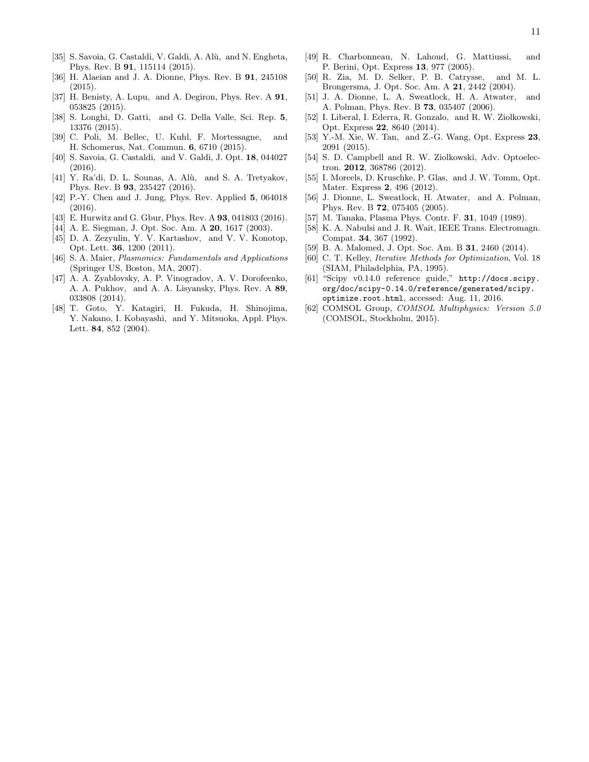[35] S. Savoia, G. Castaldi, V. Galdi, A. Alù, and N. Engheta, Phys. Rev. B **91**, 115114 (2015).

[36] H. Alaeian and J. A. Dionne, Phys. Rev. B **91**, 245108 (2015).

[37] H. Benisty, A. Lupu, and A. Degiron, Phys. Rev. A **91**, 053825 (2015).

[38] S. Longhi, D. Gatti, and G. Della Valle, Sci. Rep. **5**, 13376 (2015).

[39] C. Poli, M. Bellec, U. Kuhl, F. Mortessagne, and H. Schomerus, Nat. Commun. **6**, 6710 (2015).

[40] S. Savoia, G. Castaldi, and V. Galdi, J. Opt. **18**, 044027 (2016).

[41] Y. Ra'di, D. L. Sounas, A. Alù, and S. A. Tretyakov, Phys. Rev. B **93**, 235427 (2016).

[42] P.-Y. Chen and J. Jung, Phys. Rev. Applied **5**, 064018 (2016).

[43] E. Hurwitz and G. Gbur, Phys. Rev. A **93**, 041803 (2016).

[44] A. E. Siegman, J. Opt. Soc. Am. A **20**, 1617 (2003).

[45] D. A. Zezyulin, Y. V. Kartashov, and V. V. Konotop, Opt. Lett. **36**, 1200 (2011).

[46] S. A. Maier, *Plasmonics: Fundamentals and Applications* (Springer US, Boston, MA, 2007).

[47] A. A. Zyablovsky, A. P. Vinogradov, A. V. Dorofeenko, A. A. Pukhov, and A. A. Lisyansky, Phys. Rev. A **89**, 033808 (2014).

[48] T. Goto, Y. Katagiri, H. Fukuda, H. Shinojima, Y. Nakano, I. Kobayashi, and Y. Mitsuoka, Appl. Phys. Lett. **84**, 852 (2004).

[49] R. Charbonneau, N. Lahoud, G. Mattiussi, and P. Berini, Opt. Express **13**, 977 (2005).

[50] R. Zia, M. D. Selker, P. B. Catrysse, and M. L. Brongersma, J. Opt. Soc. Am. A **21**, 2442 (2004).

[51] J. A. Dionne, L. A. Sweatlock, H. A. Atwater, and A. Polman, Phys. Rev. B **73**, 035407 (2006).

[52] I. Liberal, I. Ederra, R. Gonzalo, and R. W. Ziolkowski, Opt. Express **22**, 8640 (2014).

[53] Y.-M. Xie, W. Tan, and Z.-G. Wang, Opt. Express **23**, 2091 (2015).

[54] S. D. Campbell and R. W. Ziolkowski, Adv. Optoelectron. **2012**, 368786 (2012).

[55] I. Moreels, D. Kruschke, P. Glas, and J. W. Tomm, Opt. Mater. Express **2**, 496 (2012).

[56] J. Dionne, L. Sweatlock, H. Atwater, and A. Polman, Phys. Rev. B **72**, 075405 (2005).

[57] M. Tanaka, Plasma Phys. Contr. F. **31**, 1049 (1989).

[58] K. A. Nabulsi and J. R. Wait, IEEE Trans. Electromagn. Compat. **34**, 367 (1992).

[59] B. A. Malomed, J. Opt. Soc. Am. B **31**, 2460 (2014).

[60] C. T. Kelley, *Iterative Methods for Optimization*, Vol. 18 (SIAM, Philadelphia, PA, 1995).

[61] "Scipy v0.14.0 reference guide," `http://docs.scipy.org/doc/scipy-0.14.0/reference/generated/scipy.optimize.root.html`, accessed: Aug. 11, 2016.

[62] COMSOL Group, *COMSOL Multiphysics: Version 5.0* (COMSOL, Stockholm, 2015).